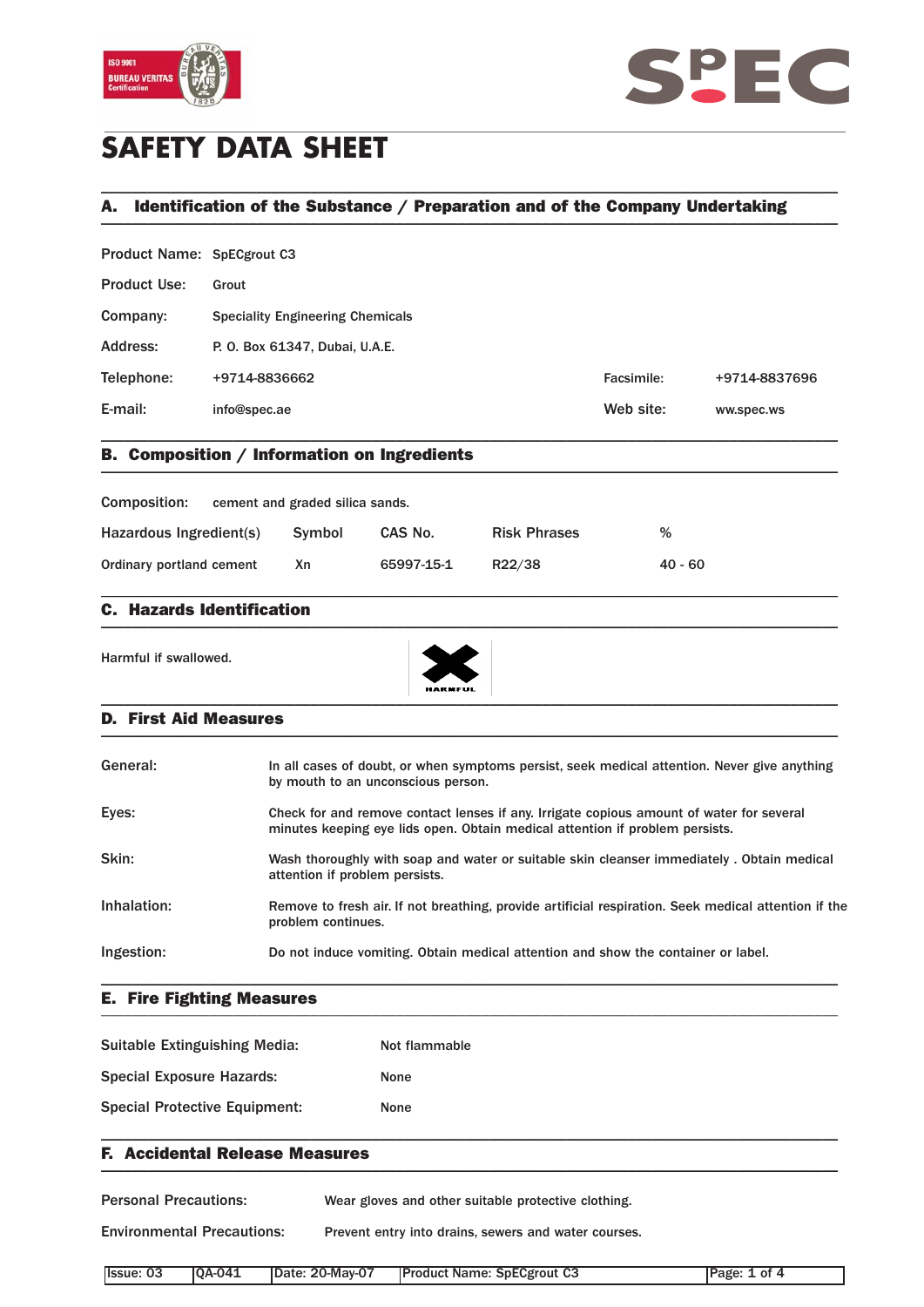# SAFETY DATA SHEET

## A. Identification of the Substance / Preparation and of the Company Undertaking

| | | | |
|---|---|---|---|
| Product Name: | SpECgrout C3 | | |
| Product Use: | Grout | | |
| Company: | Speciality Engineering Chemicals | | |
| Address: | P. O. Box 61347, Dubai, U.A.E. | | |
| Telephone: | +9714-8836662 | Facsimile: | +9714-8837696 |
| E-mail: | info@spec.ae | Web site: | ww.spec.ws |

## B. Composition / Information on Ingredients

Composition: cement and graded silica sands.

| Hazardous Ingredient(s) | Symbol | CAS No. | Risk Phrases | % |
|---|---|---|---|---|
| Ordinary portland cement | Xn | 65997-15-1 | R22/38 | 40 - 60 |

## C. Hazards Identification

Harmful if swallowed.

HARMFUL

## D. First Aid Measures

| | |
|---|---|
| General: | In all cases of doubt, or when symptoms persist, seek medical attention. Never give anything by mouth to an unconscious person. |
| Eyes: | Check for and remove contact lenses if any. Irrigate copious amount of water for several minutes keeping eye lids open. Obtain medical attention if problem persists. |
| Skin: | Wash thoroughly with soap and water or suitable skin cleanser immediately . Obtain medical attention if problem persists. |
| Inhalation: | Remove to fresh air. If not breathing, provide artificial respiration. Seek medical attention if the problem continues. |
| Ingestion: | Do not induce vomiting. Obtain medical attention and show the container or label. |

## E. Fire Fighting Measures

| | |
|---|---|
| Suitable Extinguishing Media: | Not flammable |
| Special Exposure Hazards: | None |
| Special Protective Equipment: | None |

## F. Accidental Release Measures

| | |
|---|---|
| Personal Precautions: | Wear gloves and other suitable protective clothing. |
| Environmental Precautions: | Prevent entry into drains, sewers and water courses. |

| | | | | |
|---|---|---|---|---|
| Issue: 03 | QA-041 | Date: 20-May-07 | Product Name: SpECgrout C3 | Page: 1 of 4 |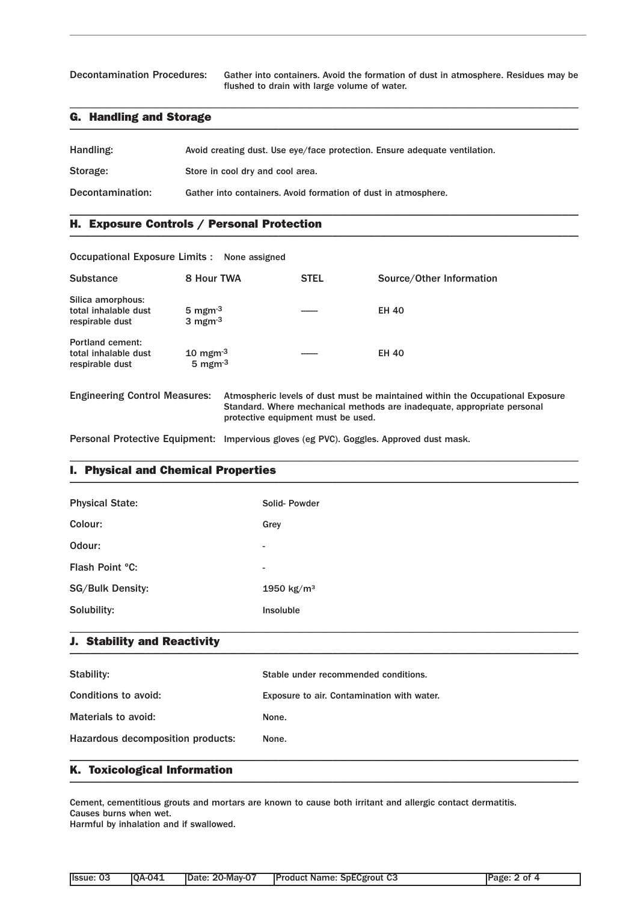Decontamination Procedures: Gather into containers. Avoid the formation of dust in atmosphere. Residues may be flushed to drain with large volume of water.

## G. Handling and Storage

| | |
|---|---|
| Handling: | Avoid creating dust. Use eye/face protection. Ensure adequate ventilation. |
| Storage: | Store in cool dry and cool area. |
| Decontamination: | Gather into containers. Avoid formation of dust in atmosphere. |

## H. Exposure Controls / Personal Protection

Occupational Exposure Limits : None assigned

| Substance | 8 Hour TWA | STEL | Source/Other Information |
|---|---|---|---|
| Silica amorphous:<br>total inhalable dust<br>respirable dust | <br>5 $mgm^{-3}$<br>3 $mgm^{-3}$ | —— | EH 40 |
| Portland cement:<br>total inhalable dust<br>respirable dust | <br>10 $mgm^{-3}$<br>5 $mgm^{-3}$ | —— | EH 40 |

Engineering Control Measures: Atmospheric levels of dust must be maintained within the Occupational Exposure Standard. Where mechanical methods are inadequate, appropriate personal protective equipment must be used.

Personal Protective Equipment: Impervious gloves (eg PVC). Goggles. Approved dust mask.

## I. Physical and Chemical Properties

| | |
|---|---|
| Physical State: | Solid- Powder |
| Colour: | Grey |
| Odour: | - |
| Flash Point °C: | - |
| SG/Bulk Density: | 1950 kg/m³ |
| Solubility: | Insoluble |

## J. Stability and Reactivity

| | |
|---|---|
| Stability: | Stable under recommended conditions. |
| Conditions to avoid: | Exposure to air. Contamination with water. |
| Materials to avoid: | None. |
| Hazardous decomposition products: | None. |

## K. Toxicological Information

Cement, cementitious grouts and mortars are known to cause both irritant and allergic contact dermatitis.
Causes burns when wet.
Harmful by inhalation and if swallowed.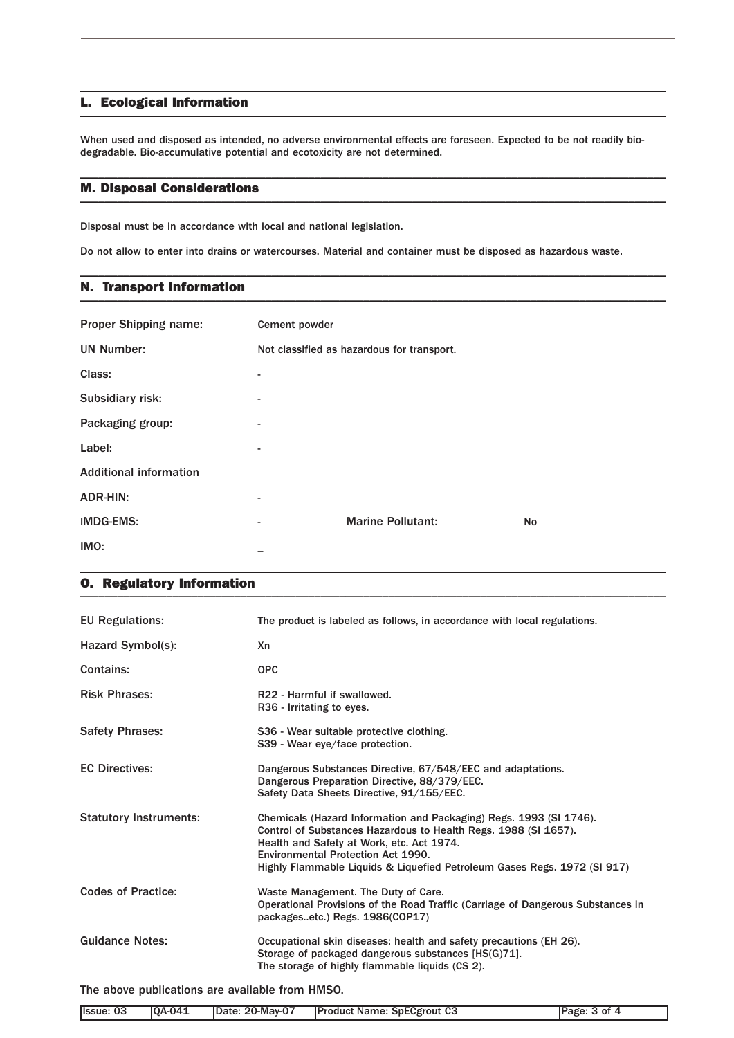## L. Ecological Information

When used and disposed as intended, no adverse environmental effects are foreseen. Expected to be not readily bio-degradable. Bio-accumulative potential and ecotoxicity are not determined.

## M. Disposal Considerations

Disposal must be in accordance with local and national legislation.

Do not allow to enter into drains or watercourses. Material and container must be disposed as hazardous waste.

## N. Transport Information

| | | | |
|---|---|---|---|
| Proper Shipping name: | Cement powder | | |
| UN Number: | Not classified as hazardous for transport. | | |
| Class: | - | | |
| Subsidiary risk: | - | | |
| Packaging group: | - | | |
| Label: | - | | |
| Additional information | | | |
| ADR-HIN: | - | | |
| IMDG-EMS: | - | Marine Pollutant: | No |
| IMO: | _ | | |

## O. Regulatory Information

| | |
|---|---|
| EU Regulations: | The product is labeled as follows, in accordance with local regulations. |
| Hazard Symbol(s): | Xn |
| Contains: | OPC |
| Risk Phrases: | R22 - Harmful if swallowed.<br>R36 - Irritating to eyes. |
| Safety Phrases: | S36 - Wear suitable protective clothing.<br>S39 - Wear eye/face protection. |
| EC Directives: | Dangerous Substances Directive, 67/548/EEC and adaptations.<br>Dangerous Preparation Directive, 88/379/EEC.<br>Safety Data Sheets Directive, 91/155/EEC. |
| Statutory Instruments: | Chemicals (Hazard Information and Packaging) Regs. 1993 (SI 1746).<br>Control of Substances Hazardous to Health Regs. 1988 (SI 1657).<br>Health and Safety at Work, etc. Act 1974.<br>Environmental Protection Act 1990.<br>Highly Flammable Liquids & Liquefied Petroleum Gases Regs. 1972 (SI 917) |
| Codes of Practice: | Waste Management. The Duty of Care.<br>Operational Provisions of the Road Traffic (Carriage of Dangerous Substances in packages..etc.) Regs. 1986(COP17) |
| Guidance Notes: | Occupational skin diseases: health and safety precautions (EH 26).<br>Storage of packaged dangerous substances [HS(G)71].<br>The storage of highly flammable liquids (CS 2). |

The above publications are available from HMSO.

| Issue: 03 | QA-041 | Date: 20-May-07 | Product Name: SpECgrout C3 |
|---|---|---|---|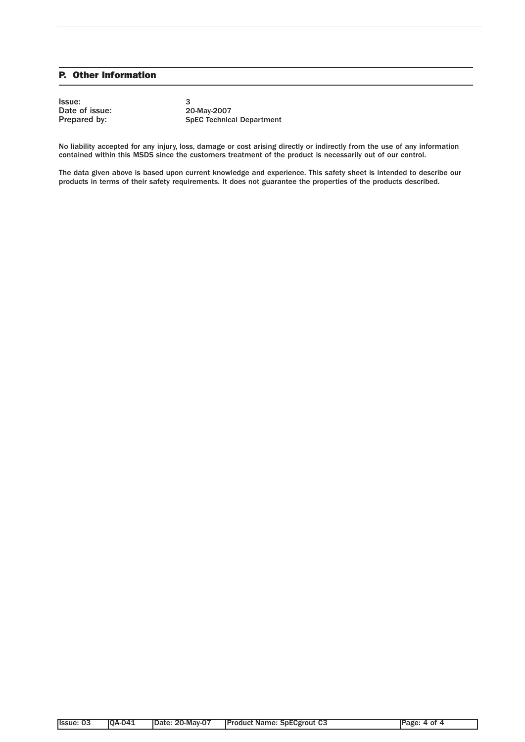## P. Other Information

Issue: 3
Date of issue: 20-May-2007
Prepared by: SpEC Technical Department

No liability accepted for any injury, loss, damage or cost arising directly or indirectly from the use of any information contained within this MSDS since the customers treatment of the product is necessarily out of our control.

The data given above is based upon current knowledge and experience. This safety sheet is intended to describe our products in terms of their safety requirements. It does not guarantee the properties of the products described.